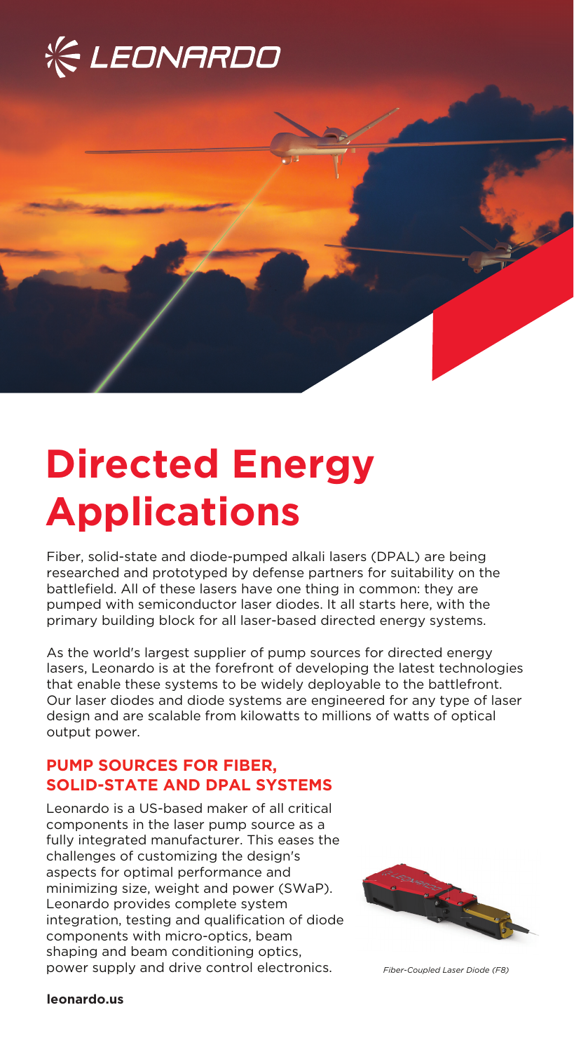LEONARDO

# Directed Energy Applications

Fiber, solid-state and diode-pumped alkali lasers (DPAL) are being researched and prototyped by defense partners for suitability on the battlefield. All of these lasers have one thing in common: they are pumped with semiconductor laser diodes. It all starts here, with the primary building block for all laser-based directed energy systems.

As the world's largest supplier of pump sources for directed energy lasers, Leonardo is at the forefront of developing the latest technologies that enable these systems to be widely deployable to the battlefront. Our laser diodes and diode systems are engineered for any type of laser design and are scalable from kilowatts to millions of watts of optical output power.

## PUMP SOURCES FOR FIBER, SOLID-STATE AND DPAL SYSTEMS

Leonardo is a US-based maker of all critical components in the laser pump source as a fully integrated manufacturer. This eases the challenges of customizing the design's aspects for optimal performance and minimizing size, weight and power (SWaP). Leonardo provides complete system integration, testing and qualification of diode components with micro-optics, beam shaping and beam conditioning optics, power supply and drive control electronics.

*Fiber-Coupled Laser Diode (F8)*

**leonardo.us**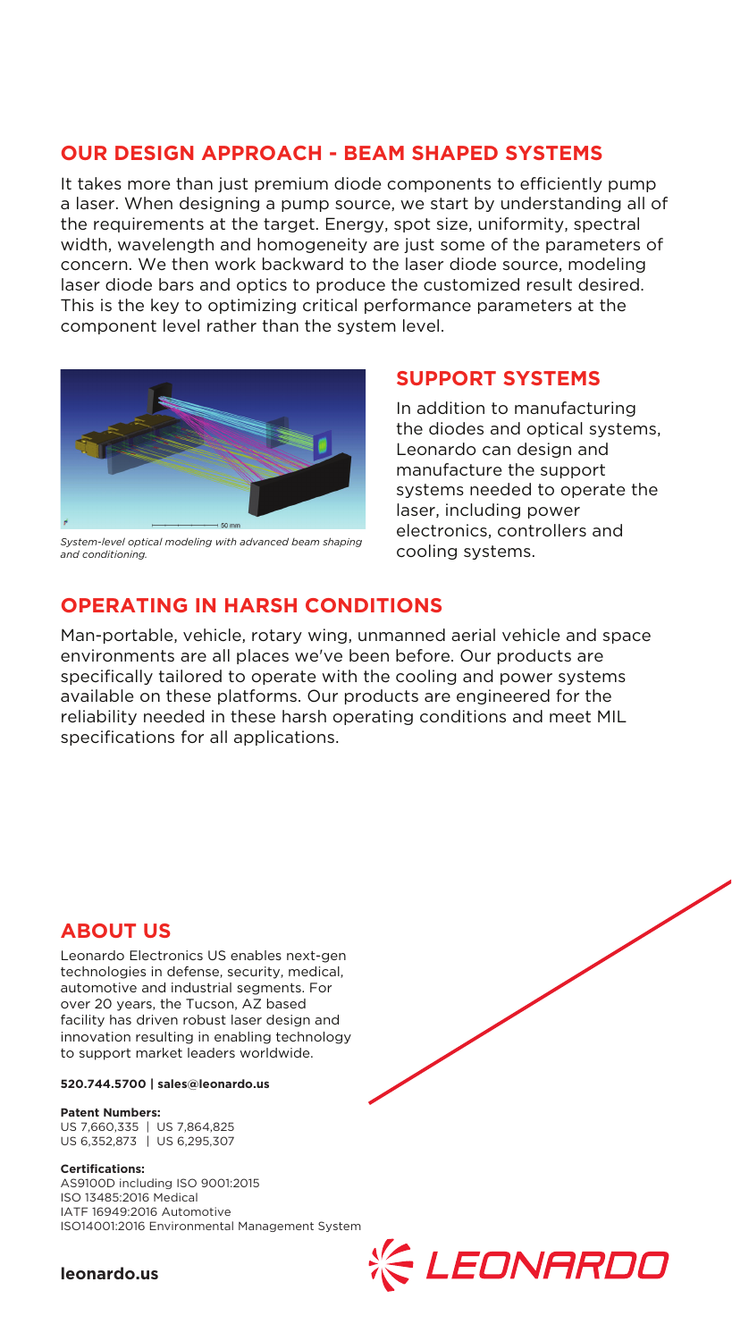## OUR DESIGN APPROACH - BEAM SHAPED SYSTEMS

It takes more than just premium diode components to efficiently pump a laser. When designing a pump source, we start by understanding all of the requirements at the target. Energy, spot size, uniformity, spectral width, wavelength and homogeneity are just some of the parameters of concern. We then work backward to the laser diode source, modeling laser diode bars and optics to produce the customized result desired. This is the key to optimizing critical performance parameters at the component level rather than the system level.

*System-level optical modeling with advanced beam shaping and conditioning.*

## SUPPORT SYSTEMS

In addition to manufacturing the diodes and optical systems, Leonardo can design and manufacture the support systems needed to operate the laser, including power electronics, controllers and cooling systems.

## OPERATING IN HARSH CONDITIONS

Man-portable, vehicle, rotary wing, unmanned aerial vehicle and space environments are all places we've been before. Our products are specifically tailored to operate with the cooling and power systems available on these platforms. Our products are engineered for the reliability needed in these harsh operating conditions and meet MIL specifications for all applications.

## ABOUT US

Leonardo Electronics US enables next-gen technologies in defense, security, medical, automotive and industrial segments. For over 20 years, the Tucson, AZ based facility has driven robust laser design and innovation resulting in enabling technology to support market leaders worldwide.

**520.744.5700 | sales@leonardo.us**

**Patent Numbers:**
US 7,660,335 | US 7,864,825
US 6,352,873 | US 6,295,307

**Certifications:**
AS9100D including ISO 9001:2015
ISO 13485:2016 Medical
IATF 16949:2016 Automotive
ISO14001:2016 Environmental Management System

**leonardo.us**

LEONARDO